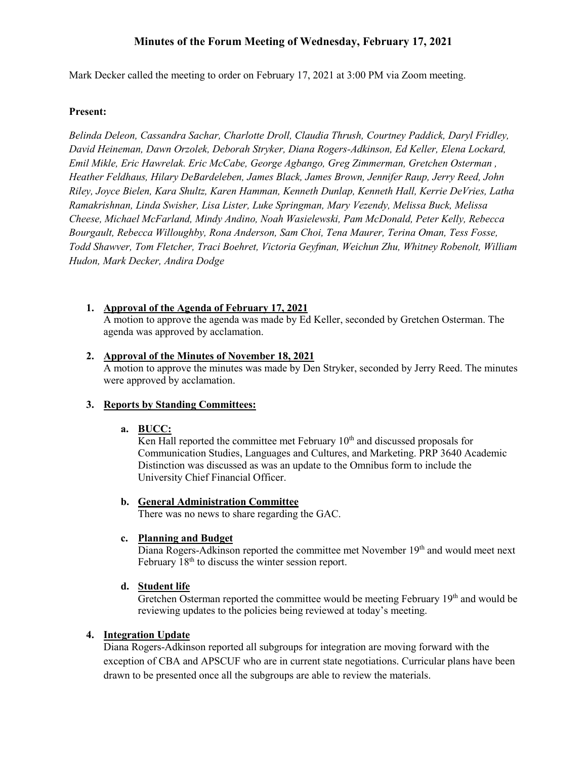# Minutes of the Forum Meeting of Wednesday, February 17, 2021

Mark Decker called the meeting to order on February 17, 2021 at 3:00 PM via Zoom meeting.

**Present:**

*Belinda Deleon, Cassandra Sachar, Charlotte Droll, Claudia Thrush, Courtney Paddick, Daryl Fridley, David Heineman, Dawn Orzolek, Deborah Stryker, Diana Rogers-Adkinson, Ed Keller, Elena Lockard, Emil Mikle, Eric Hawrelak. Eric McCabe, George Agbango, Greg Zimmerman, Gretchen Osterman , Heather Feldhaus, Hilary DeBardeleben, James Black, James Brown, Jennifer Raup, Jerry Reed, John Riley, Joyce Bielen, Kara Shultz, Karen Hamman, Kenneth Dunlap, Kenneth Hall, Kerrie DeVries, Latha Ramakrishnan, Linda Swisher, Lisa Lister, Luke Springman, Mary Vezendy, Melissa Buck, Melissa Cheese, Michael McFarland, Mindy Andino, Noah Wasielewski, Pam McDonald, Peter Kelly, Rebecca Bourgault, Rebecca Willoughby, Rona Anderson, Sam Choi, Tena Maurer, Terina Oman, Tess Fosse, Todd Shawver, Tom Fletcher, Traci Boehret, Victoria Geyfman, Weichun Zhu, Whitney Robenolt, William Hudon, Mark Decker, Andira Dodge*

1. **Approval of the Agenda of February 17, 2021**
   A motion to approve the agenda was made by Ed Keller, seconded by Gretchen Osterman. The agenda was approved by acclamation.

2. **Approval of the Minutes of November 18, 2021**
   A motion to approve the minutes was made by Den Stryker, seconded by Jerry Reed. The minutes were approved by acclamation.

3. **Reports by Standing Committees:**

   a. **BUCC:**
      Ken Hall reported the committee met February 10th and discussed proposals for Communication Studies, Languages and Cultures, and Marketing. PRP 3640 Academic Distinction was discussed as was an update to the Omnibus form to include the University Chief Financial Officer.

   b. **General Administration Committee**
      There was no news to share regarding the GAC.

   c. **Planning and Budget**
      Diana Rogers-Adkinson reported the committee met November 19th and would meet next February 18th to discuss the winter session report.

   d. **Student life**
      Gretchen Osterman reported the committee would be meeting February 19th and would be reviewing updates to the policies being reviewed at today's meeting.

4. **Integration Update**
   Diana Rogers-Adkinson reported all subgroups for integration are moving forward with the exception of CBA and APSCUF who are in current state negotiations. Curricular plans have been drawn to be presented once all the subgroups are able to review the materials.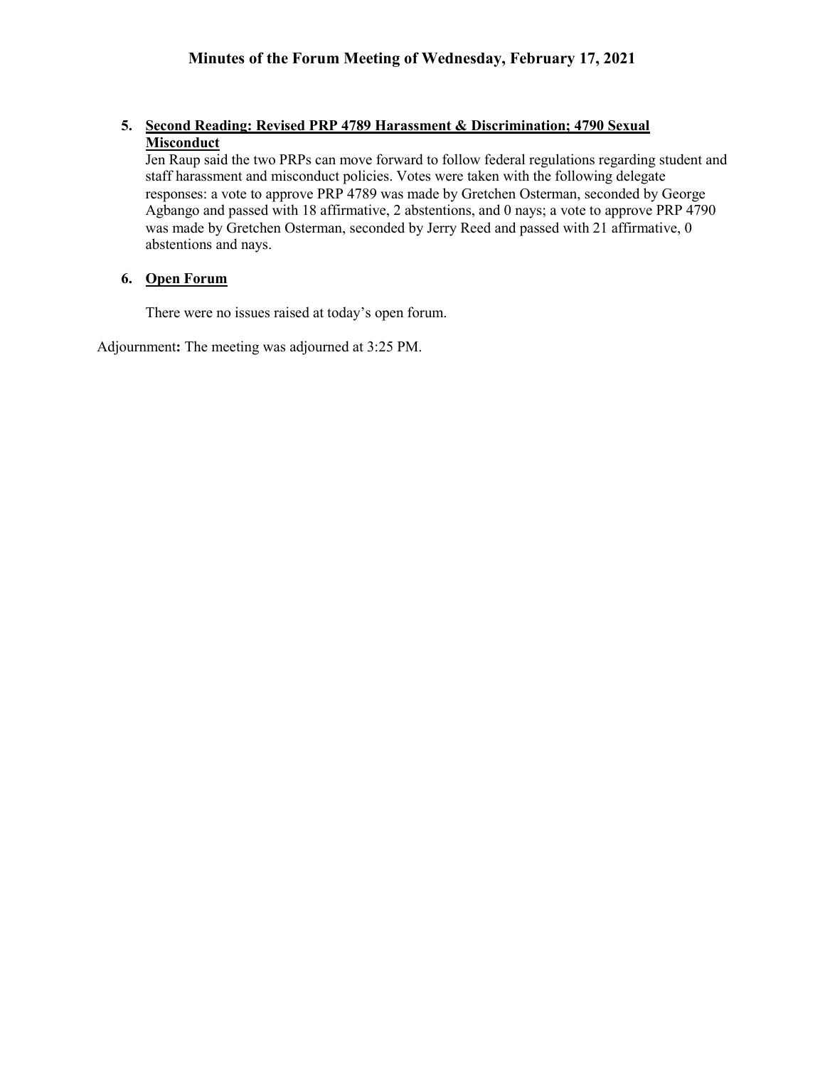# Minutes of the Forum Meeting of Wednesday, February 17, 2021

5. **Second Reading: Revised PRP 4789 Harassment & Discrimination; 4790 Sexual Misconduct**

   Jen Raup said the two PRPs can move forward to follow federal regulations regarding student and staff harassment and misconduct policies. Votes were taken with the following delegate responses: a vote to approve PRP 4789 was made by Gretchen Osterman, seconded by George Agbango and passed with 18 affirmative, 2 abstentions, and 0 nays; a vote to approve PRP 4790 was made by Gretchen Osterman, seconded by Jerry Reed and passed with 21 affirmative, 0 abstentions and nays.

6. **Open Forum**

   There were no issues raised at today's open forum.

Adjournment**:** The meeting was adjourned at 3:25 PM.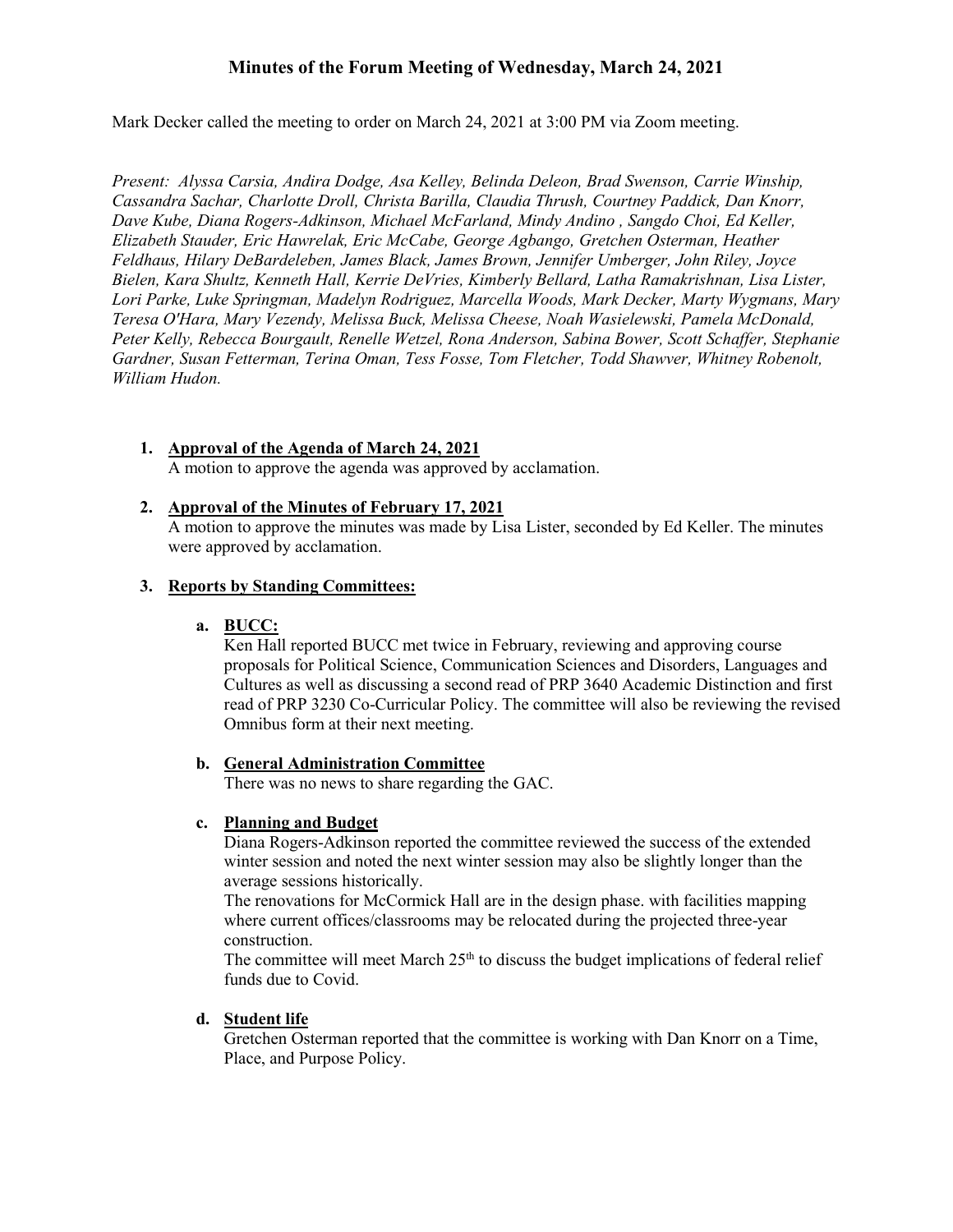# Minutes of the Forum Meeting of Wednesday, March 24, 2021

Mark Decker called the meeting to order on March 24, 2021 at 3:00 PM via Zoom meeting.

*Present: Alyssa Carsia, Andira Dodge, Asa Kelley, Belinda Deleon, Brad Swenson, Carrie Winship, Cassandra Sachar, Charlotte Droll, Christa Barilla, Claudia Thrush, Courtney Paddick, Dan Knorr, Dave Kube, Diana Rogers-Adkinson, Michael McFarland, Mindy Andino , Sangdo Choi, Ed Keller, Elizabeth Stauder, Eric Hawrelak, Eric McCabe, George Agbango, Gretchen Osterman, Heather Feldhaus, Hilary DeBardeleben, James Black, James Brown, Jennifer Umberger, John Riley, Joyce Bielen, Kara Shultz, Kenneth Hall, Kerrie DeVries, Kimberly Bellard, Latha Ramakrishnan, Lisa Lister, Lori Parke, Luke Springman, Madelyn Rodriguez, Marcella Woods, Mark Decker, Marty Wygmans, Mary Teresa O'Hara, Mary Vezendy, Melissa Buck, Melissa Cheese, Noah Wasielewski, Pamela McDonald, Peter Kelly, Rebecca Bourgault, Renelle Wetzel, Rona Anderson, Sabina Bower, Scott Schaffer, Stephanie Gardner, Susan Fetterman, Terina Oman, Tess Fosse, Tom Fletcher, Todd Shawver, Whitney Robenolt, William Hudon.*

1. **Approval of the Agenda of March 24, 2021**
   A motion to approve the agenda was approved by acclamation.

2. **Approval of the Minutes of February 17, 2021**
   A motion to approve the minutes was made by Lisa Lister, seconded by Ed Keller. The minutes were approved by acclamation.

3. **Reports by Standing Committees:**

   a. **BUCC:**
   Ken Hall reported BUCC met twice in February, reviewing and approving course proposals for Political Science, Communication Sciences and Disorders, Languages and Cultures as well as discussing a second read of PRP 3640 Academic Distinction and first read of PRP 3230 Co-Curricular Policy. The committee will also be reviewing the revised Omnibus form at their next meeting.

   b. **General Administration Committee**
   There was no news to share regarding the GAC.

   c. **Planning and Budget**
   Diana Rogers-Adkinson reported the committee reviewed the success of the extended winter session and noted the next winter session may also be slightly longer than the average sessions historically.
   The renovations for McCormick Hall are in the design phase. with facilities mapping where current offices/classrooms may be relocated during the projected three-year construction.
   The committee will meet March 25th to discuss the budget implications of federal relief funds due to Covid.

   d. **Student life**
   Gretchen Osterman reported that the committee is working with Dan Knorr on a Time, Place, and Purpose Policy.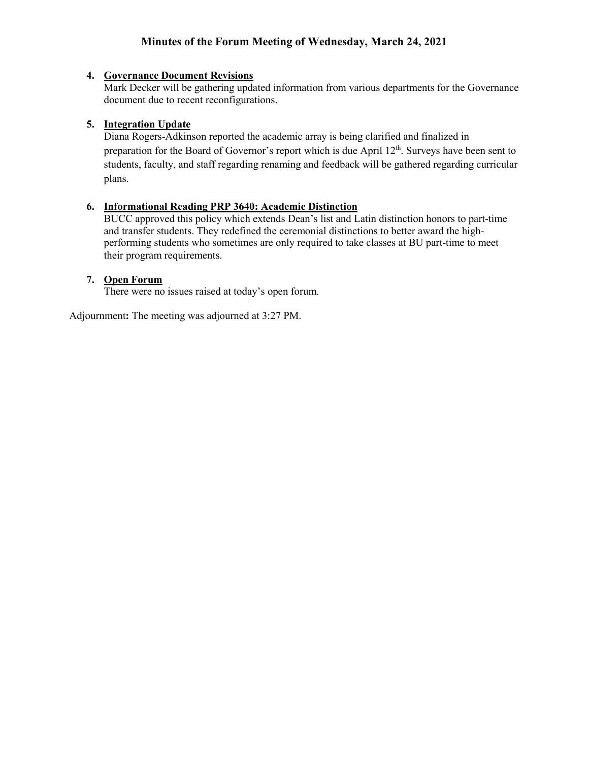# Minutes of the Forum Meeting of Wednesday, March 24, 2021

4. **Governance Document Revisions**
   Mark Decker will be gathering updated information from various departments for the Governance document due to recent reconfigurations.

5. **Integration Update**
   Diana Rogers-Adkinson reported the academic array is being clarified and finalized in preparation for the Board of Governor's report which is due April 12th. Surveys have been sent to students, faculty, and staff regarding renaming and feedback will be gathered regarding curricular plans.

6. **Informational Reading PRP 3640: Academic Distinction**
   BUCC approved this policy which extends Dean's list and Latin distinction honors to part-time and transfer students. They redefined the ceremonial distinctions to better award the high-performing students who sometimes are only required to take classes at BU part-time to meet their program requirements.

7. **Open Forum**
   There were no issues raised at today's open forum.

Adjournment**:** The meeting was adjourned at 3:27 PM.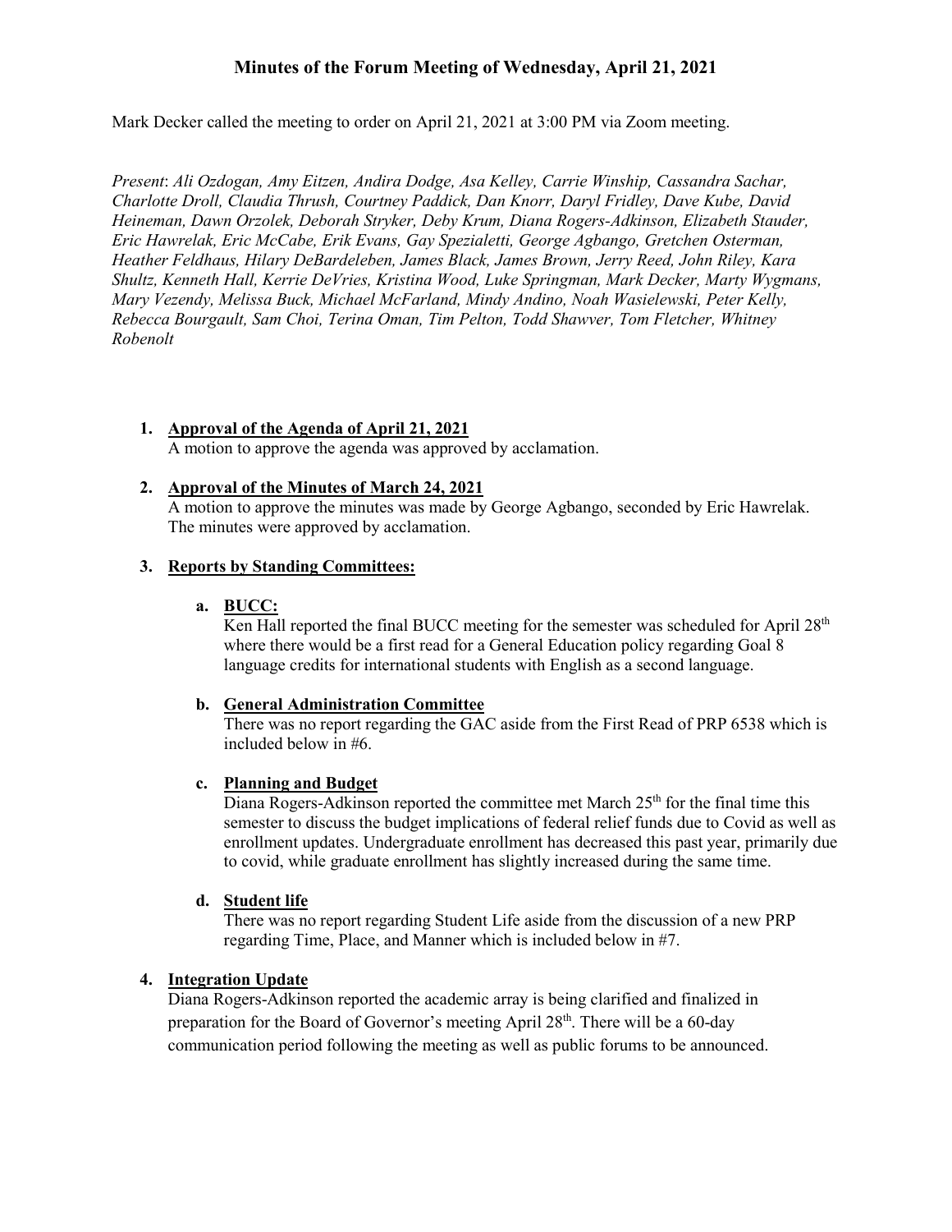# Minutes of the Forum Meeting of Wednesday, April 21, 2021

Mark Decker called the meeting to order on April 21, 2021 at 3:00 PM via Zoom meeting.

*Present*: *Ali Ozdogan, Amy Eitzen, Andira Dodge, Asa Kelley, Carrie Winship, Cassandra Sachar, Charlotte Droll, Claudia Thrush, Courtney Paddick, Dan Knorr, Daryl Fridley, Dave Kube, David Heineman, Dawn Orzolek, Deborah Stryker, Deby Krum, Diana Rogers-Adkinson, Elizabeth Stauder, Eric Hawrelak, Eric McCabe, Erik Evans, Gay Spezialetti, George Agbango, Gretchen Osterman, Heather Feldhaus, Hilary DeBardeleben, James Black, James Brown, Jerry Reed, John Riley, Kara Shultz, Kenneth Hall, Kerrie DeVries, Kristina Wood, Luke Springman, Mark Decker, Marty Wygmans, Mary Vezendy, Melissa Buck, Michael McFarland, Mindy Andino, Noah Wasielewski, Peter Kelly, Rebecca Bourgault, Sam Choi, Terina Oman, Tim Pelton, Todd Shawver, Tom Fletcher, Whitney Robenolt*

1. **Approval of the Agenda of April 21, 2021**
   A motion to approve the agenda was approved by acclamation.

2. **Approval of the Minutes of March 24, 2021**
   A motion to approve the minutes was made by George Agbango, seconded by Eric Hawrelak. The minutes were approved by acclamation.

3. **Reports by Standing Committees:**

   a. **BUCC:**
   Ken Hall reported the final BUCC meeting for the semester was scheduled for April 28th where there would be a first read for a General Education policy regarding Goal 8 language credits for international students with English as a second language.

   b. **General Administration Committee**
   There was no report regarding the GAC aside from the First Read of PRP 6538 which is included below in #6.

   c. **Planning and Budget**
   Diana Rogers-Adkinson reported the committee met March 25th for the final time this semester to discuss the budget implications of federal relief funds due to Covid as well as enrollment updates. Undergraduate enrollment has decreased this past year, primarily due to covid, while graduate enrollment has slightly increased during the same time.

   d. **Student life**
   There was no report regarding Student Life aside from the discussion of a new PRP regarding Time, Place, and Manner which is included below in #7.

4. **Integration Update**
   Diana Rogers-Adkinson reported the academic array is being clarified and finalized in preparation for the Board of Governor's meeting April 28th. There will be a 60-day communication period following the meeting as well as public forums to be announced.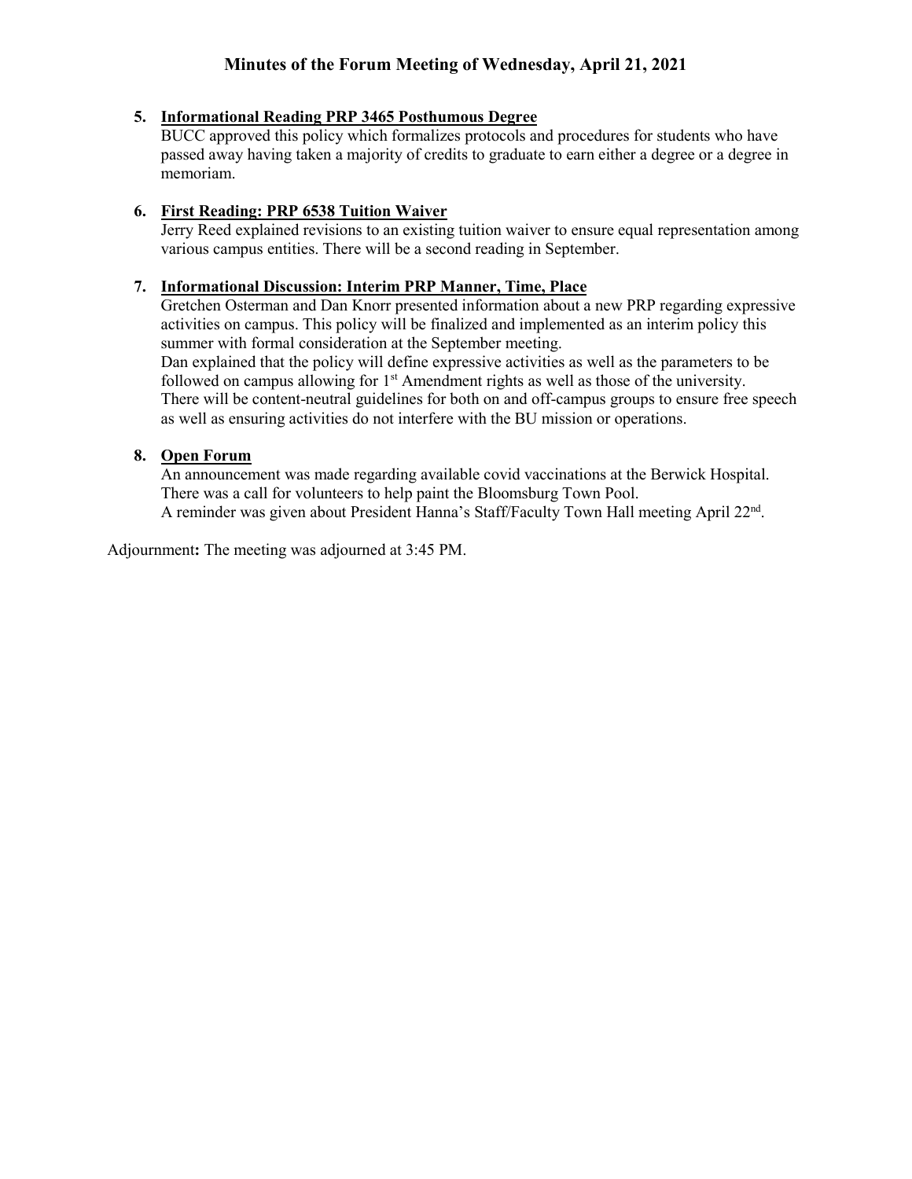# Minutes of the Forum Meeting of Wednesday, April 21, 2021

5. **Informational Reading PRP 3465 Posthumous Degree**
   BUCC approved this policy which formalizes protocols and procedures for students who have passed away having taken a majority of credits to graduate to earn either a degree or a degree in memoriam.

6. **First Reading: PRP 6538 Tuition Waiver**
   Jerry Reed explained revisions to an existing tuition waiver to ensure equal representation among various campus entities. There will be a second reading in September.

7. **Informational Discussion: Interim PRP Manner, Time, Place**
   Gretchen Osterman and Dan Knorr presented information about a new PRP regarding expressive activities on campus. This policy will be finalized and implemented as an interim policy this summer with formal consideration at the September meeting.
   Dan explained that the policy will define expressive activities as well as the parameters to be followed on campus allowing for 1st Amendment rights as well as those of the university. There will be content-neutral guidelines for both on and off-campus groups to ensure free speech as well as ensuring activities do not interfere with the BU mission or operations.

8. **Open Forum**
   An announcement was made regarding available covid vaccinations at the Berwick Hospital.
   There was a call for volunteers to help paint the Bloomsburg Town Pool.
   A reminder was given about President Hanna's Staff/Faculty Town Hall meeting April 22nd.

Adjournment**:** The meeting was adjourned at 3:45 PM.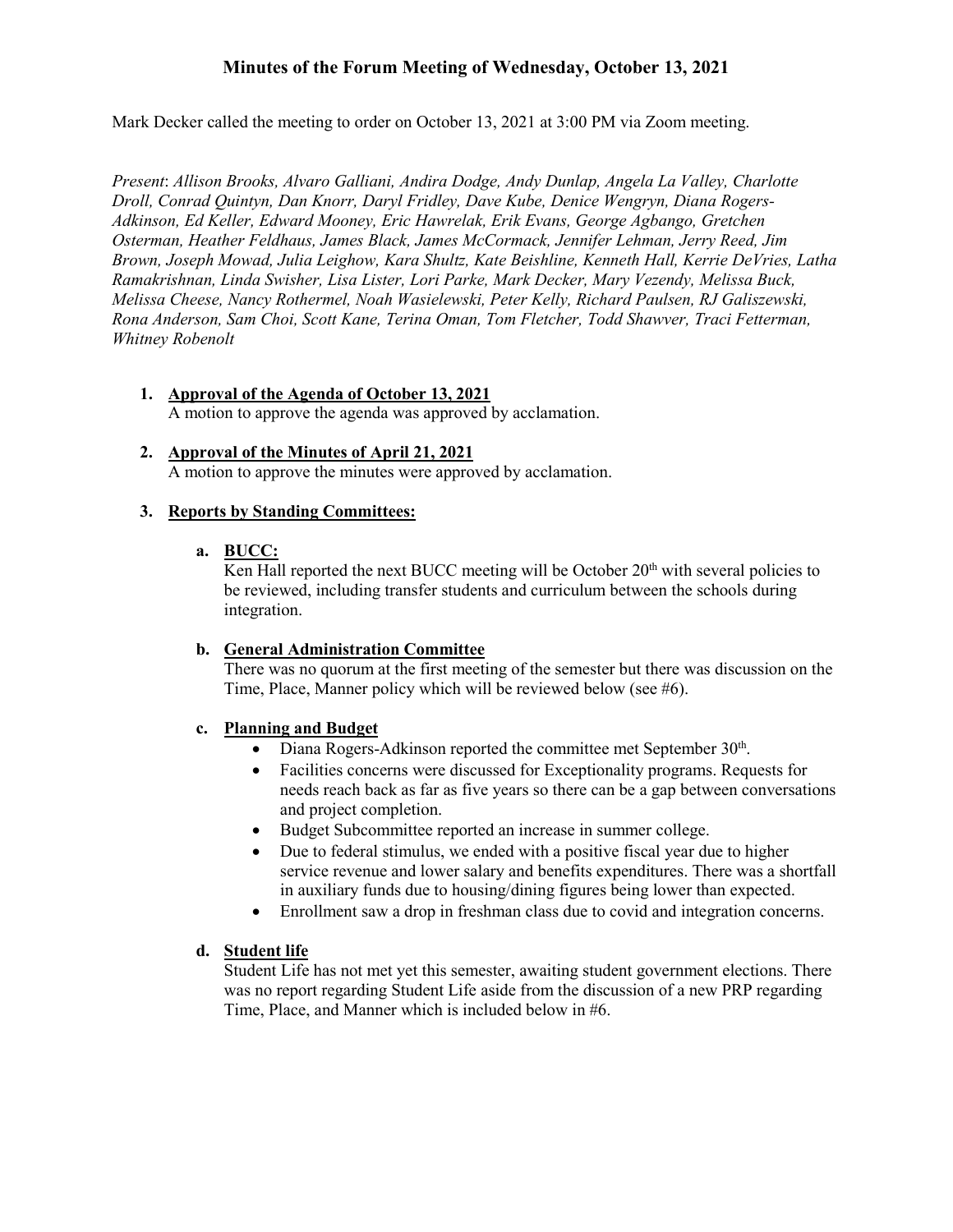# Minutes of the Forum Meeting of Wednesday, October 13, 2021

Mark Decker called the meeting to order on October 13, 2021 at 3:00 PM via Zoom meeting.

*Present*: *Allison Brooks, Alvaro Galliani, Andira Dodge, Andy Dunlap, Angela La Valley, Charlotte Droll, Conrad Quintyn, Dan Knorr, Daryl Fridley, Dave Kube, Denice Wengryn, Diana Rogers-Adkinson, Ed Keller, Edward Mooney, Eric Hawrelak, Erik Evans, George Agbango, Gretchen Osterman, Heather Feldhaus, James Black, James McCormack, Jennifer Lehman, Jerry Reed, Jim Brown, Joseph Mowad, Julia Leighow, Kara Shultz, Kate Beishline, Kenneth Hall, Kerrie DeVries, Latha Ramakrishnan, Linda Swisher, Lisa Lister, Lori Parke, Mark Decker, Mary Vezendy, Melissa Buck, Melissa Cheese, Nancy Rothermel, Noah Wasielewski, Peter Kelly, Richard Paulsen, RJ Galiszewski, Rona Anderson, Sam Choi, Scott Kane, Terina Oman, Tom Fletcher, Todd Shawver, Traci Fetterman, Whitney Robenolt*

1. **Approval of the Agenda of October 13, 2021**
   A motion to approve the agenda was approved by acclamation.

2. **Approval of the Minutes of April 21, 2021**
   A motion to approve the minutes were approved by acclamation.

3. **Reports by Standing Committees:**

   a. **BUCC:**
   Ken Hall reported the next BUCC meeting will be October 20th with several policies to be reviewed, including transfer students and curriculum between the schools during integration.

   b. **General Administration Committee**
   There was no quorum at the first meeting of the semester but there was discussion on the Time, Place, Manner policy which will be reviewed below (see #6).

   c. **Planning and Budget**
   - Diana Rogers-Adkinson reported the committee met September 30th.
   - Facilities concerns were discussed for Exceptionality programs. Requests for needs reach back as far as five years so there can be a gap between conversations and project completion.
   - Budget Subcommittee reported an increase in summer college.
   - Due to federal stimulus, we ended with a positive fiscal year due to higher service revenue and lower salary and benefits expenditures. There was a shortfall in auxiliary funds due to housing/dining figures being lower than expected.
   - Enrollment saw a drop in freshman class due to covid and integration concerns.

   d. **Student life**
   Student Life has not met yet this semester, awaiting student government elections. There was no report regarding Student Life aside from the discussion of a new PRP regarding Time, Place, and Manner which is included below in #6.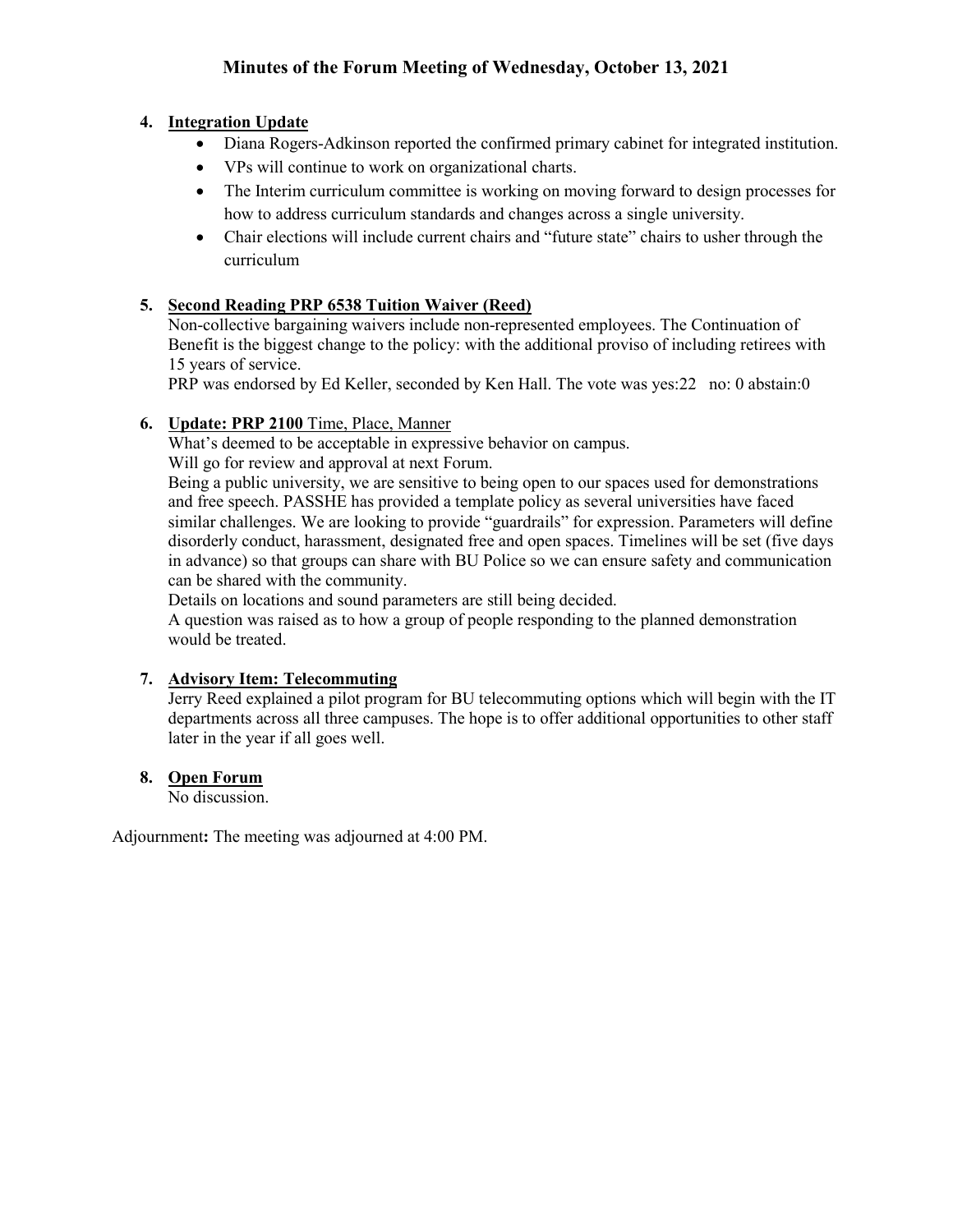## Minutes of the Forum Meeting of Wednesday, October 13, 2021

4. **Integration Update**
   - Diana Rogers-Adkinson reported the confirmed primary cabinet for integrated institution.
   - VPs will continue to work on organizational charts.
   - The Interim curriculum committee is working on moving forward to design processes for how to address curriculum standards and changes across a single university.
   - Chair elections will include current chairs and "future state" chairs to usher through the curriculum

5. **Second Reading PRP 6538 Tuition Waiver (Reed)**

   Non-collective bargaining waivers include non-represented employees. The Continuation of Benefit is the biggest change to the policy: with the additional proviso of including retirees with 15 years of service.

   PRP was endorsed by Ed Keller, seconded by Ken Hall. The vote was yes:22 no: 0 abstain:0

6. **Update: PRP 2100** Time, Place, Manner

   What's deemed to be acceptable in expressive behavior on campus.

   Will go for review and approval at next Forum.

   Being a public university, we are sensitive to being open to our spaces used for demonstrations and free speech. PASSHE has provided a template policy as several universities have faced similar challenges. We are looking to provide "guardrails" for expression. Parameters will define disorderly conduct, harassment, designated free and open spaces. Timelines will be set (five days in advance) so that groups can share with BU Police so we can ensure safety and communication can be shared with the community.

   Details on locations and sound parameters are still being decided.

   A question was raised as to how a group of people responding to the planned demonstration would be treated.

7. **Advisory Item: Telecommuting**

   Jerry Reed explained a pilot program for BU telecommuting options which will begin with the IT departments across all three campuses. The hope is to offer additional opportunities to other staff later in the year if all goes well.

8. **Open Forum**

   No discussion.

Adjournment**:** The meeting was adjourned at 4:00 PM.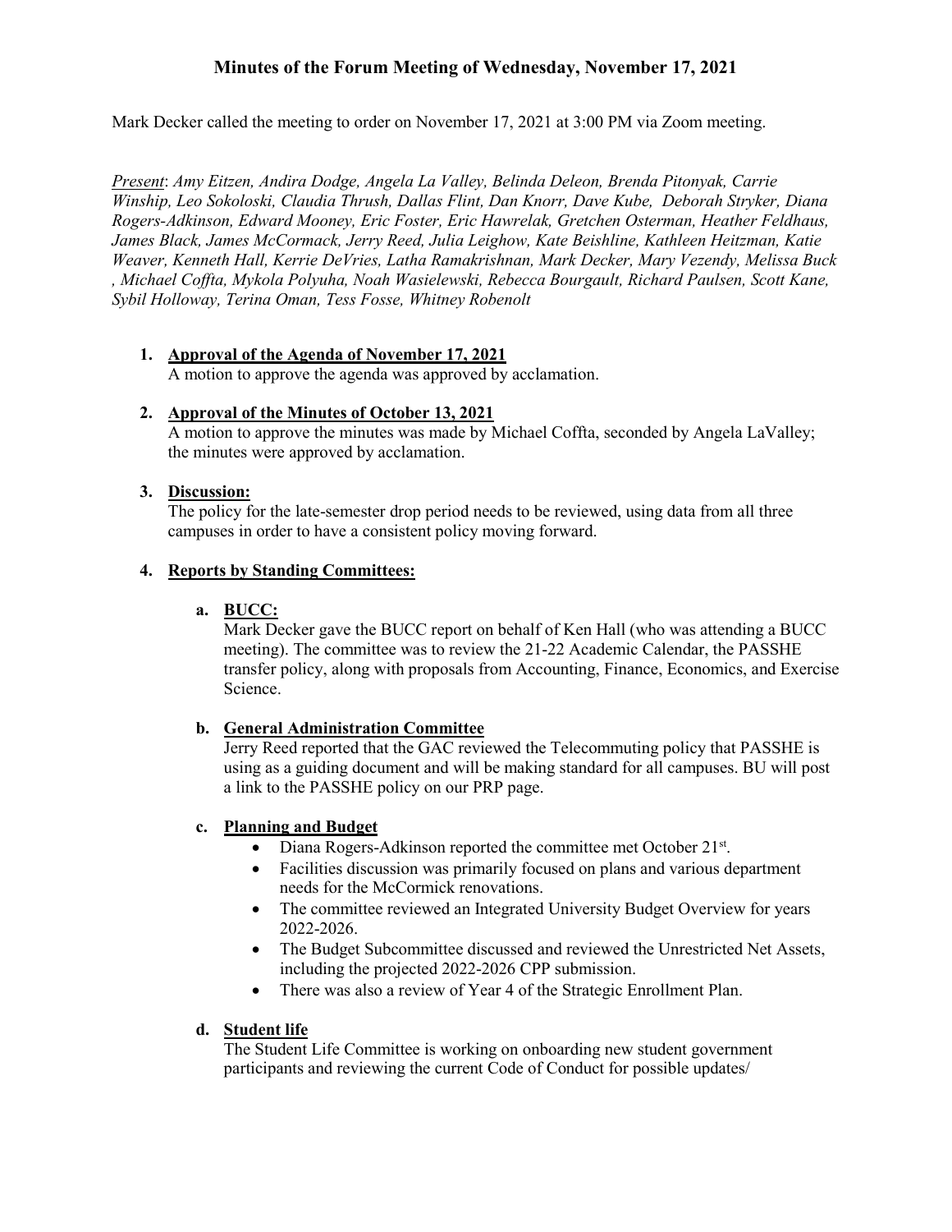# Minutes of the Forum Meeting of Wednesday, November 17, 2021

Mark Decker called the meeting to order on November 17, 2021 at 3:00 PM via Zoom meeting.

*Present*: *Amy Eitzen, Andira Dodge, Angela La Valley, Belinda Deleon, Brenda Pitonyak, Carrie Winship, Leo Sokoloski, Claudia Thrush, Dallas Flint, Dan Knorr, Dave Kube, Deborah Stryker, Diana Rogers-Adkinson, Edward Mooney, Eric Foster, Eric Hawrelak, Gretchen Osterman, Heather Feldhaus, James Black, James McCormack, Jerry Reed, Julia Leighow, Kate Beishline, Kathleen Heitzman, Katie Weaver, Kenneth Hall, Kerrie DeVries, Latha Ramakrishnan, Mark Decker, Mary Vezendy, Melissa Buck , Michael Coffta, Mykola Polyuha, Noah Wasielewski, Rebecca Bourgault, Richard Paulsen, Scott Kane, Sybil Holloway, Terina Oman, Tess Fosse, Whitney Robenolt*

1. **Approval of the Agenda of November 17, 2021**
   A motion to approve the agenda was approved by acclamation.

2. **Approval of the Minutes of October 13, 2021**
   A motion to approve the minutes was made by Michael Coffta, seconded by Angela LaValley; the minutes were approved by acclamation.

3. **Discussion:**
   The policy for the late-semester drop period needs to be reviewed, using data from all three campuses in order to have a consistent policy moving forward.

4. **Reports by Standing Committees:**

   a. **BUCC:**
   Mark Decker gave the BUCC report on behalf of Ken Hall (who was attending a BUCC meeting). The committee was to review the 21-22 Academic Calendar, the PASSHE transfer policy, along with proposals from Accounting, Finance, Economics, and Exercise Science.

   b. **General Administration Committee**
   Jerry Reed reported that the GAC reviewed the Telecommuting policy that PASSHE is using as a guiding document and will be making standard for all campuses. BU will post a link to the PASSHE policy on our PRP page.

   c. **Planning and Budget**
   - Diana Rogers-Adkinson reported the committee met October 21st.
   - Facilities discussion was primarily focused on plans and various department needs for the McCormick renovations.
   - The committee reviewed an Integrated University Budget Overview for years 2022-2026.
   - The Budget Subcommittee discussed and reviewed the Unrestricted Net Assets, including the projected 2022-2026 CPP submission.
   - There was also a review of Year 4 of the Strategic Enrollment Plan.

   d. **Student life**
   The Student Life Committee is working on onboarding new student government participants and reviewing the current Code of Conduct for possible updates/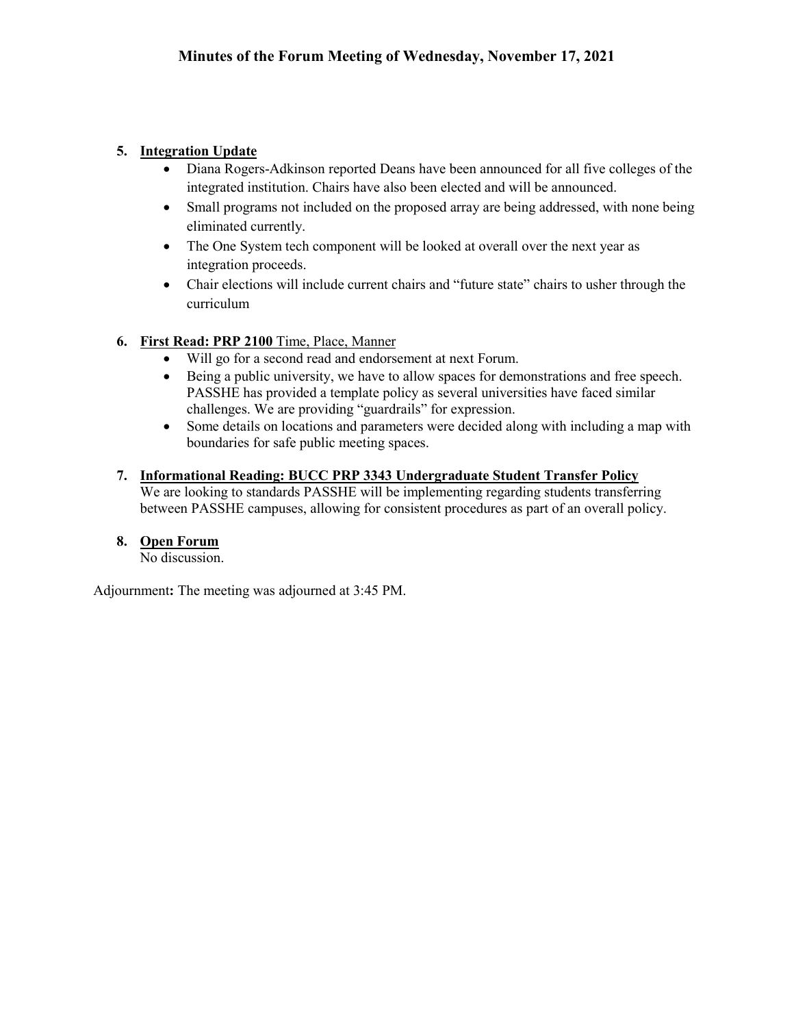# Minutes of the Forum Meeting of Wednesday, November 17, 2021

5. **Integration Update**
   - Diana Rogers-Adkinson reported Deans have been announced for all five colleges of the integrated institution. Chairs have also been elected and will be announced.
   - Small programs not included on the proposed array are being addressed, with none being eliminated currently.
   - The One System tech component will be looked at overall over the next year as integration proceeds.
   - Chair elections will include current chairs and "future state" chairs to usher through the curriculum

6. **First Read: PRP 2100** Time, Place, Manner
   - Will go for a second read and endorsement at next Forum.
   - Being a public university, we have to allow spaces for demonstrations and free speech. PASSHE has provided a template policy as several universities have faced similar challenges. We are providing "guardrails" for expression.
   - Some details on locations and parameters were decided along with including a map with boundaries for safe public meeting spaces.

7. **Informational Reading: BUCC PRP 3343 Undergraduate Student Transfer Policy**
   We are looking to standards PASSHE will be implementing regarding students transferring between PASSHE campuses, allowing for consistent procedures as part of an overall policy.

8. **Open Forum**
   No discussion.

Adjournment**:** The meeting was adjourned at 3:45 PM.